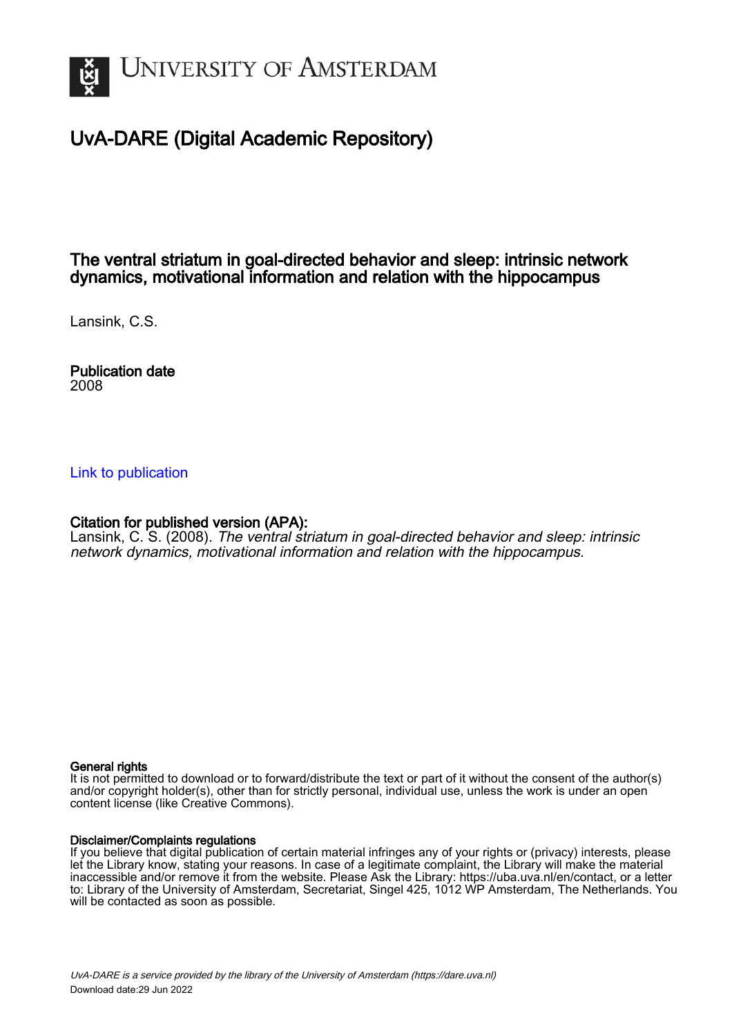UNIVERSITY OF AMSTERDAM

# UvA-DARE (Digital Academic Repository)

## The ventral striatum in goal-directed behavior and sleep: intrinsic network dynamics, motivational information and relation with the hippocampus

Lansink, C.S.

**Publication date**
2008

Link to publication

**Citation for published version (APA):**
Lansink, C. S. (2008). *The ventral striatum in goal-directed behavior and sleep: intrinsic network dynamics, motivational information and relation with the hippocampus*.

**General rights**
It is not permitted to download or to forward/distribute the text or part of it without the consent of the author(s) and/or copyright holder(s), other than for strictly personal, individual use, unless the work is under an open content license (like Creative Commons).

**Disclaimer/Complaints regulations**
If you believe that digital publication of certain material infringes any of your rights or (privacy) interests, please let the Library know, stating your reasons. In case of a legitimate complaint, the Library will make the material inaccessible and/or remove it from the website. Please Ask the Library: https://uba.uva.nl/en/contact, or a letter to: Library of the University of Amsterdam, Secretariat, Singel 425, 1012 WP Amsterdam, The Netherlands. You will be contacted as soon as possible.

*UvA-DARE is a service provided by the library of the University of Amsterdam (https://dare.uva.nl)*
Download date:29 Jun 2022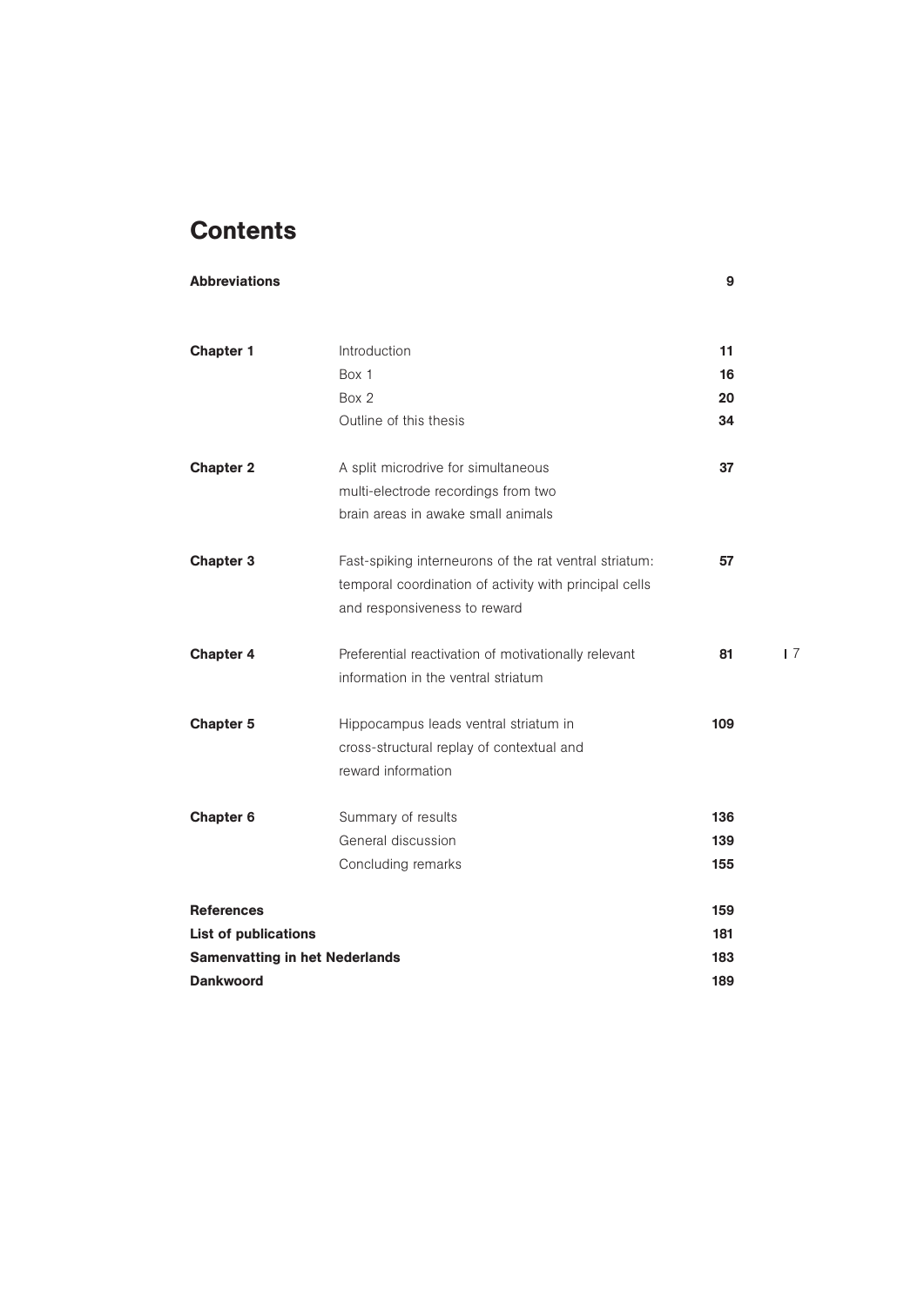# Contents

| | | |
|---|---|---|
| **Abbreviations** | | **9** |
| **Chapter 1** | Introduction | **11** |
| | Box 1 | **16** |
| | Box 2 | **20** |
| | Outline of this thesis | **34** |
| **Chapter 2** | A split microdrive for simultaneous multi-electrode recordings from two brain areas in awake small animals | **37** |
| **Chapter 3** | Fast-spiking interneurons of the rat ventral striatum: temporal coordination of activity with principal cells and responsiveness to reward | **57** |
| **Chapter 4** | Preferential reactivation of motivationally relevant information in the ventral striatum | **81** |
| **Chapter 5** | Hippocampus leads ventral striatum in cross-structural replay of contextual and reward information | **109** |
| **Chapter 6** | Summary of results | **136** |
| | General discussion | **139** |
| | Concluding remarks | **155** |
| **References** | | **159** |
| **List of publications** | | **181** |
| **Samenvatting in het Nederlands** | | **183** |
| **Dankwoord** | | **189** |